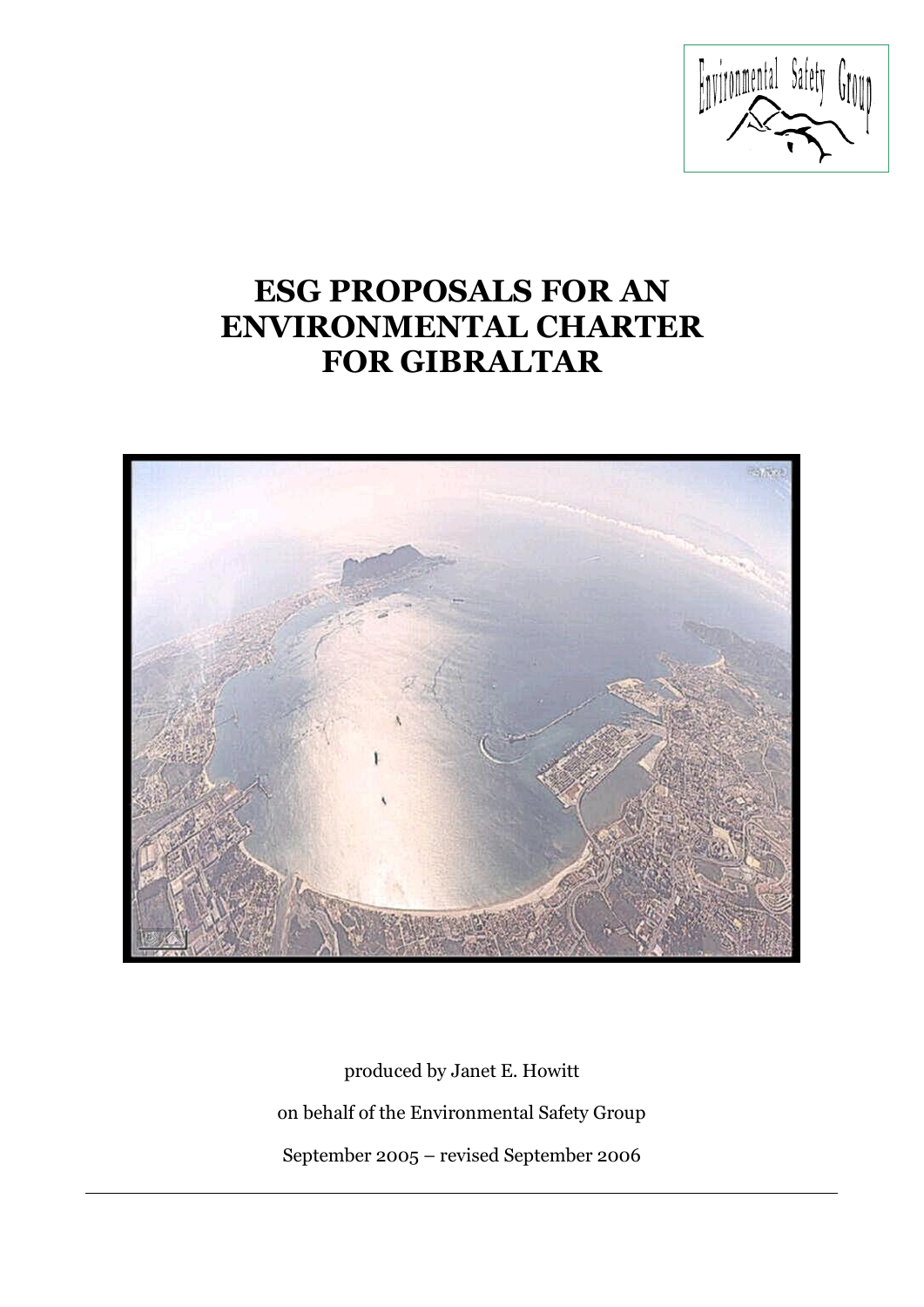# ESG PROPOSALS FOR AN ENVIRONMENTAL CHARTER FOR GIBRALTAR

produced by Janet E. Howitt

on behalf of the Environmental Safety Group

September 2005 – revised September 2006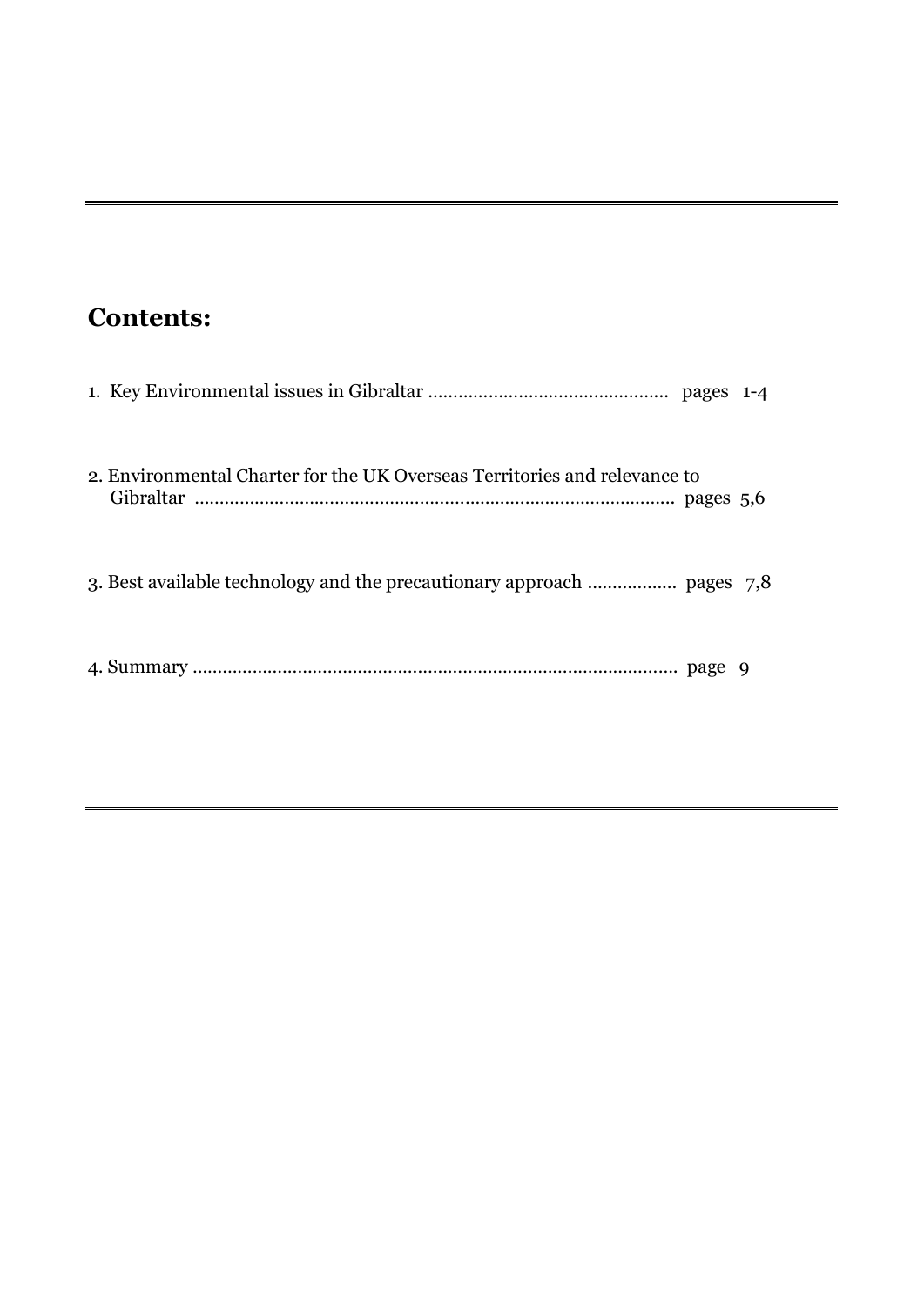## Contents:

1. Key Environmental issues in Gibraltar ............................................... pages 1-4

2. Environmental Charter for the UK Overseas Territories and relevance to Gibraltar ............................................................................................ pages 5,6

3. Best available technology and the precautionary approach .................. pages 7,8

4. Summary ................................................................................................ page 9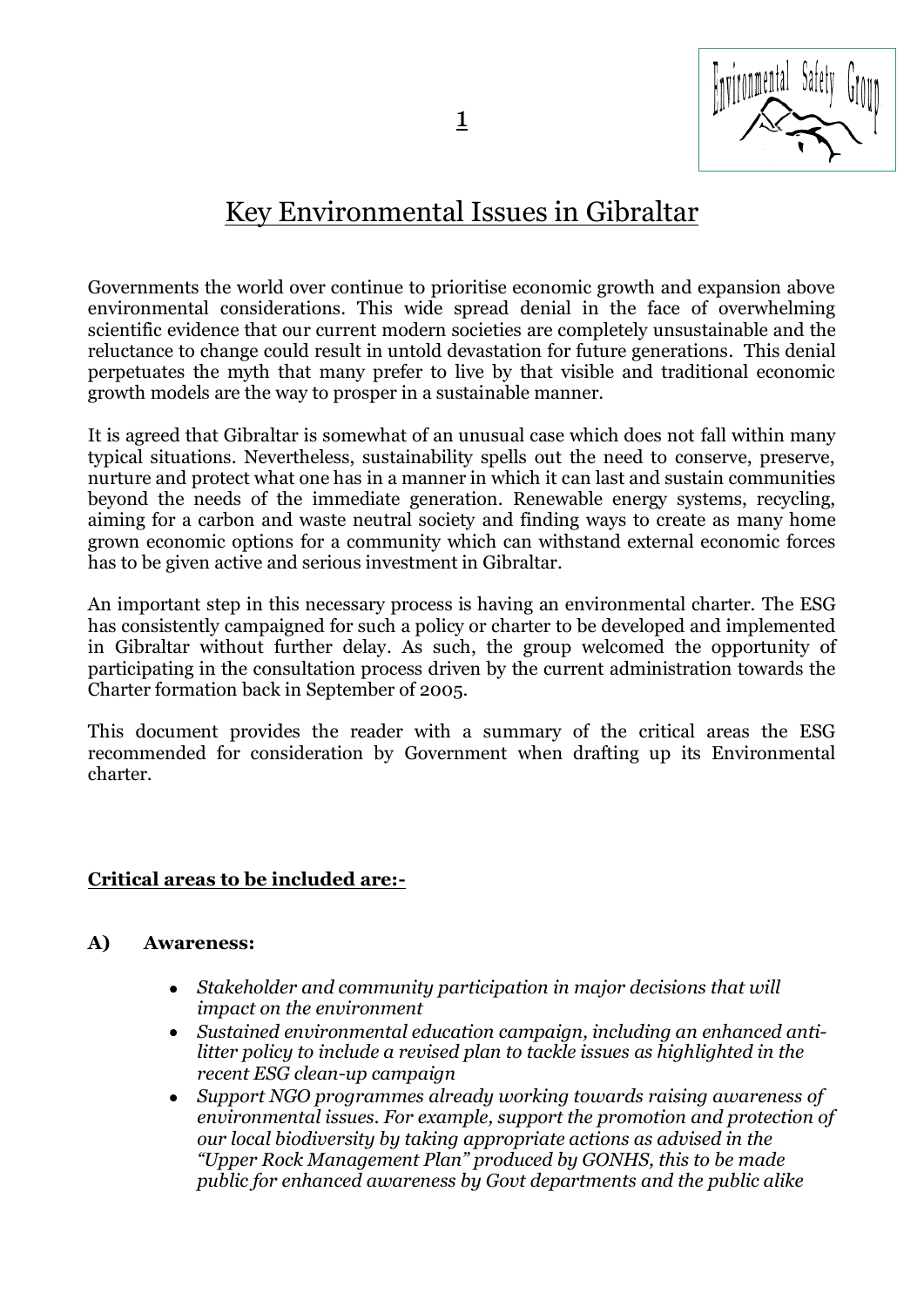# Key Environmental Issues in Gibraltar

Governments the world over continue to prioritise economic growth and expansion above environmental considerations. This wide spread denial in the face of overwhelming scientific evidence that our current modern societies are completely unsustainable and the reluctance to change could result in untold devastation for future generations. This denial perpetuates the myth that many prefer to live by that visible and traditional economic growth models are the way to prosper in a sustainable manner.

It is agreed that Gibraltar is somewhat of an unusual case which does not fall within many typical situations. Nevertheless, sustainability spells out the need to conserve, preserve, nurture and protect what one has in a manner in which it can last and sustain communities beyond the needs of the immediate generation. Renewable energy systems, recycling, aiming for a carbon and waste neutral society and finding ways to create as many home grown economic options for a community which can withstand external economic forces has to be given active and serious investment in Gibraltar.

An important step in this necessary process is having an environmental charter. The ESG has consistently campaigned for such a policy or charter to be developed and implemented in Gibraltar without further delay. As such, the group welcomed the opportunity of participating in the consultation process driven by the current administration towards the Charter formation back in September of 2005.

This document provides the reader with a summary of the critical areas the ESG recommended for consideration by Government when drafting up its Environmental charter.

**Critical areas to be included are:-**

**A) Awareness:**

- *Stakeholder and community participation in major decisions that will impact on the environment*
- *Sustained environmental education campaign, including an enhanced anti-litter policy to include a revised plan to tackle issues as highlighted in the recent ESG clean-up campaign*
- *Support NGO programmes already working towards raising awareness of environmental issues. For example, support the promotion and protection of our local biodiversity by taking appropriate actions as advised in the "Upper Rock Management Plan" produced by GONHS, this to be made public for enhanced awareness by Govt departments and the public alike*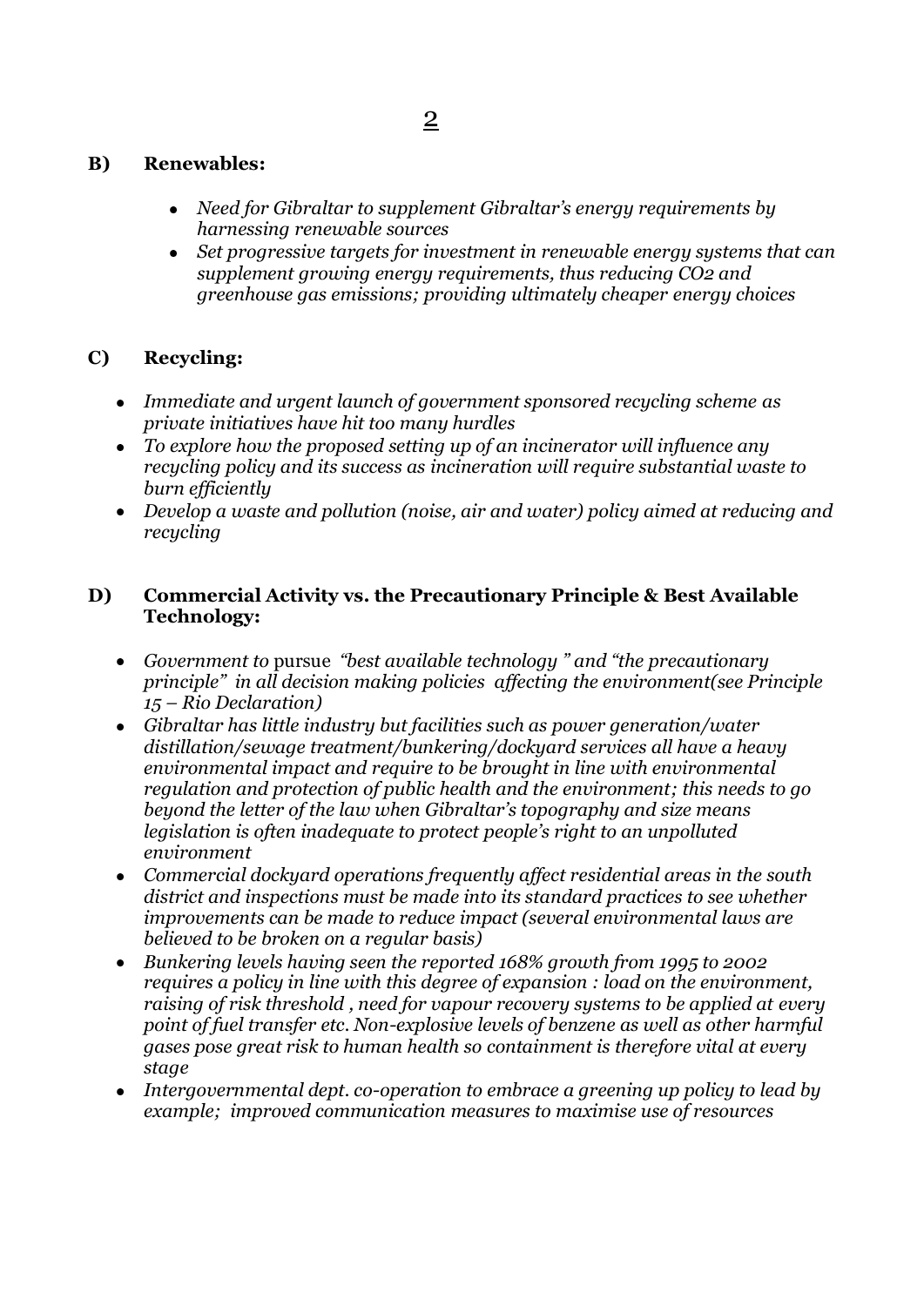## B) Renewables:

- *Need for Gibraltar to supplement Gibraltar's energy requirements by harnessing renewable sources*
- *Set progressive targets for investment in renewable energy systems that can supplement growing energy requirements, thus reducing $CO_2$ and greenhouse gas emissions; providing ultimately cheaper energy choices*

## C) Recycling:

- *Immediate and urgent launch of government sponsored recycling scheme as private initiatives have hit too many hurdles*
- *To explore how the proposed setting up of an incinerator will influence any recycling policy and its success as incineration will require substantial waste to burn efficiently*
- *Develop a waste and pollution (noise, air and water) policy aimed at reducing and recycling*

## D) Commercial Activity vs. the Precautionary Principle & Best Available Technology:

- *Government to* pursue *"best available technology " and "the precautionary principle" in all decision making policies affecting the environment(see Principle 15 – Rio Declaration)*
- *Gibraltar has little industry but facilities such as power generation/water distillation/sewage treatment/bunkering/dockyard services all have a heavy environmental impact and require to be brought in line with environmental regulation and protection of public health and the environment; this needs to go beyond the letter of the law when Gibraltar's topography and size means legislation is often inadequate to protect people's right to an unpolluted environment*
- *Commercial dockyard operations frequently affect residential areas in the south district and inspections must be made into its standard practices to see whether improvements can be made to reduce impact (several environmental laws are believed to be broken on a regular basis)*
- *Bunkering levels having seen the reported 168% growth from 1995 to 2002 requires a policy in line with this degree of expansion : load on the environment, raising of risk threshold , need for vapour recovery systems to be applied at every point of fuel transfer etc. Non-explosive levels of benzene as well as other harmful gases pose great risk to human health so containment is therefore vital at every stage*
- *Intergovernmental dept. co-operation to embrace a greening up policy to lead by example; improved communication measures to maximise use of resources*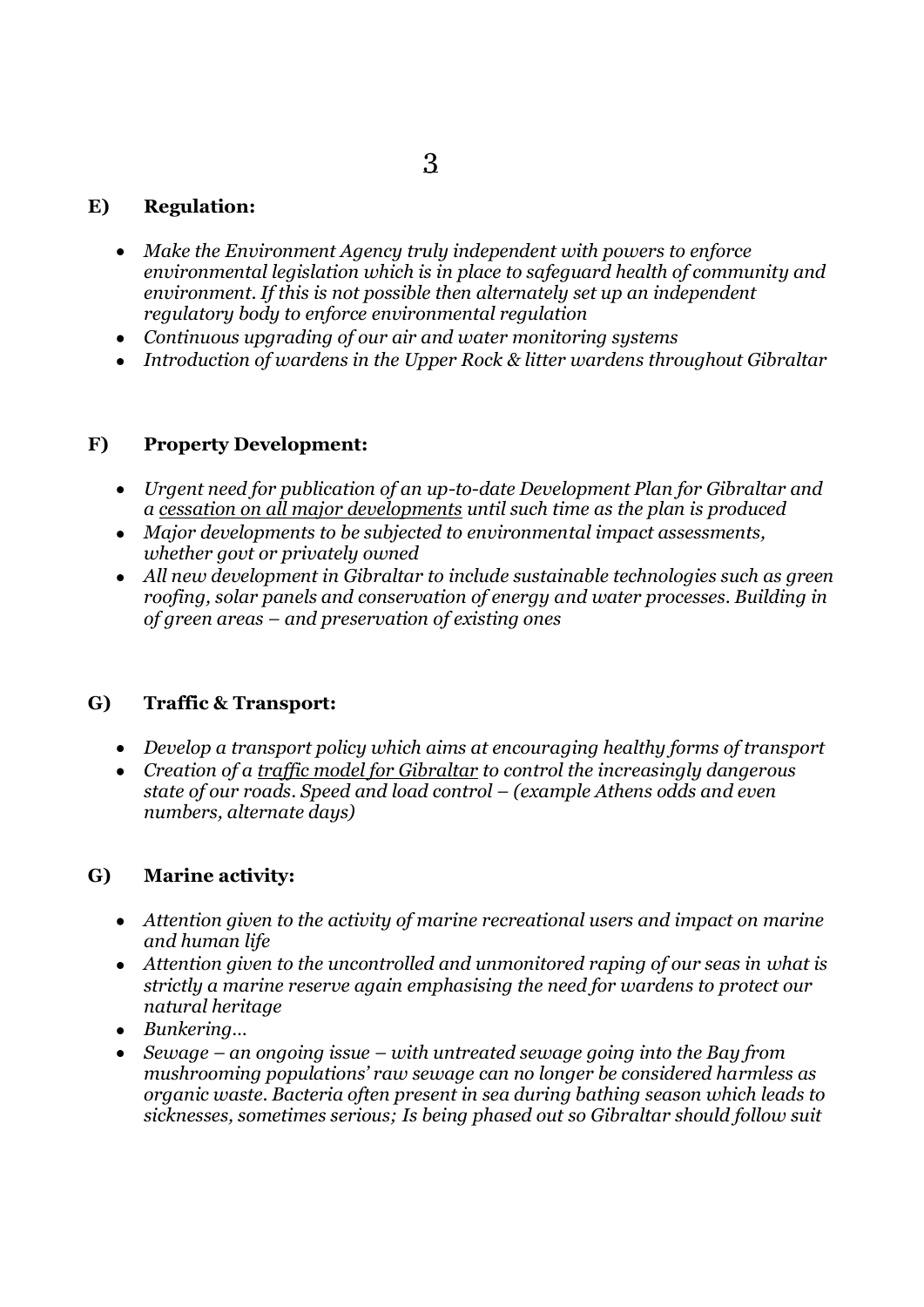## E) Regulation:

- *Make the Environment Agency truly independent with powers to enforce environmental legislation which is in place to safeguard health of community and environment. If this is not possible then alternately set up an independent regulatory body to enforce environmental regulation*
- *Continuous upgrading of our air and water monitoring systems*
- *Introduction of wardens in the Upper Rock & litter wardens throughout Gibraltar*

## F) Property Development:

- *Urgent need for publication of an up-to-date Development Plan for Gibraltar and a <u>cessation on all major developments</u> until such time as the plan is produced*
- *Major developments to be subjected to environmental impact assessments, whether govt or privately owned*
- *All new development in Gibraltar to include sustainable technologies such as green roofing, solar panels and conservation of energy and water processes. Building in of green areas – and preservation of existing ones*

## G) Traffic & Transport:

- *Develop a transport policy which aims at encouraging healthy forms of transport*
- *Creation of a <u>traffic model for Gibraltar</u> to control the increasingly dangerous state of our roads. Speed and load control – (example Athens odds and even numbers, alternate days)*

## G) Marine activity:

- *Attention given to the activity of marine recreational users and impact on marine and human life*
- *Attention given to the uncontrolled and unmonitored raping of our seas in what is strictly a marine reserve again emphasising the need for wardens to protect our natural heritage*
- *Bunkering…*
- *Sewage – an ongoing issue – with untreated sewage going into the Bay from mushrooming populations' raw sewage can no longer be considered harmless as organic waste. Bacteria often present in sea during bathing season which leads to sicknesses, sometimes serious; Is being phased out so Gibraltar should follow suit*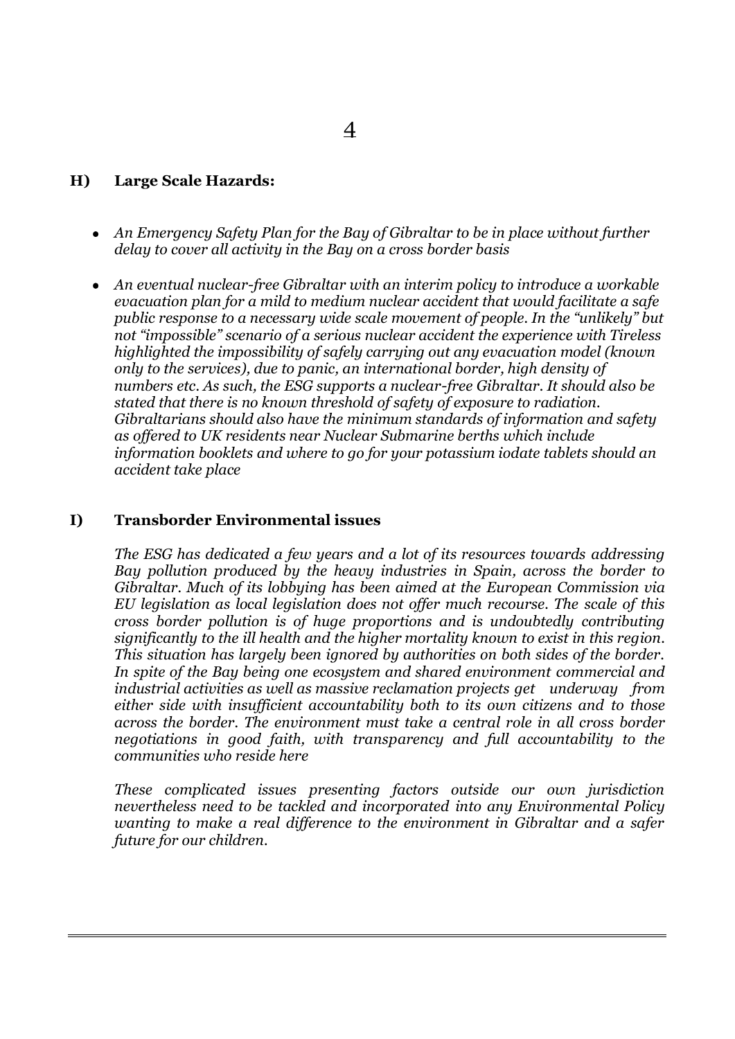## H) Large Scale Hazards:

- *An Emergency Safety Plan for the Bay of Gibraltar to be in place without further delay to cover all activity in the Bay on a cross border basis*
- *An eventual nuclear-free Gibraltar with an interim policy to introduce a workable evacuation plan for a mild to medium nuclear accident that would facilitate a safe public response to a necessary wide scale movement of people. In the "unlikely" but not "impossible" scenario of a serious nuclear accident the experience with Tireless highlighted the impossibility of safely carrying out any evacuation model (known only to the services), due to panic, an international border, high density of numbers etc. As such, the ESG supports a nuclear-free Gibraltar. It should also be stated that there is no known threshold of safety of exposure to radiation. Gibraltarians should also have the minimum standards of information and safety as offered to UK residents near Nuclear Submarine berths which include information booklets and where to go for your potassium iodate tablets should an accident take place*

## I) Transborder Environmental issues

*The ESG has dedicated a few years and a lot of its resources towards addressing Bay pollution produced by the heavy industries in Spain, across the border to Gibraltar. Much of its lobbying has been aimed at the European Commission via EU legislation as local legislation does not offer much recourse. The scale of this cross border pollution is of huge proportions and is undoubtedly contributing significantly to the ill health and the higher mortality known to exist in this region. This situation has largely been ignored by authorities on both sides of the border. In spite of the Bay being one ecosystem and shared environment commercial and industrial activities as well as massive reclamation projects get underway from either side with insufficient accountability both to its own citizens and to those across the border. The environment must take a central role in all cross border negotiations in good faith, with transparency and full accountability to the communities who reside here*

*These complicated issues presenting factors outside our own jurisdiction nevertheless need to be tackled and incorporated into any Environmental Policy wanting to make a real difference to the environment in Gibraltar and a safer future for our children.*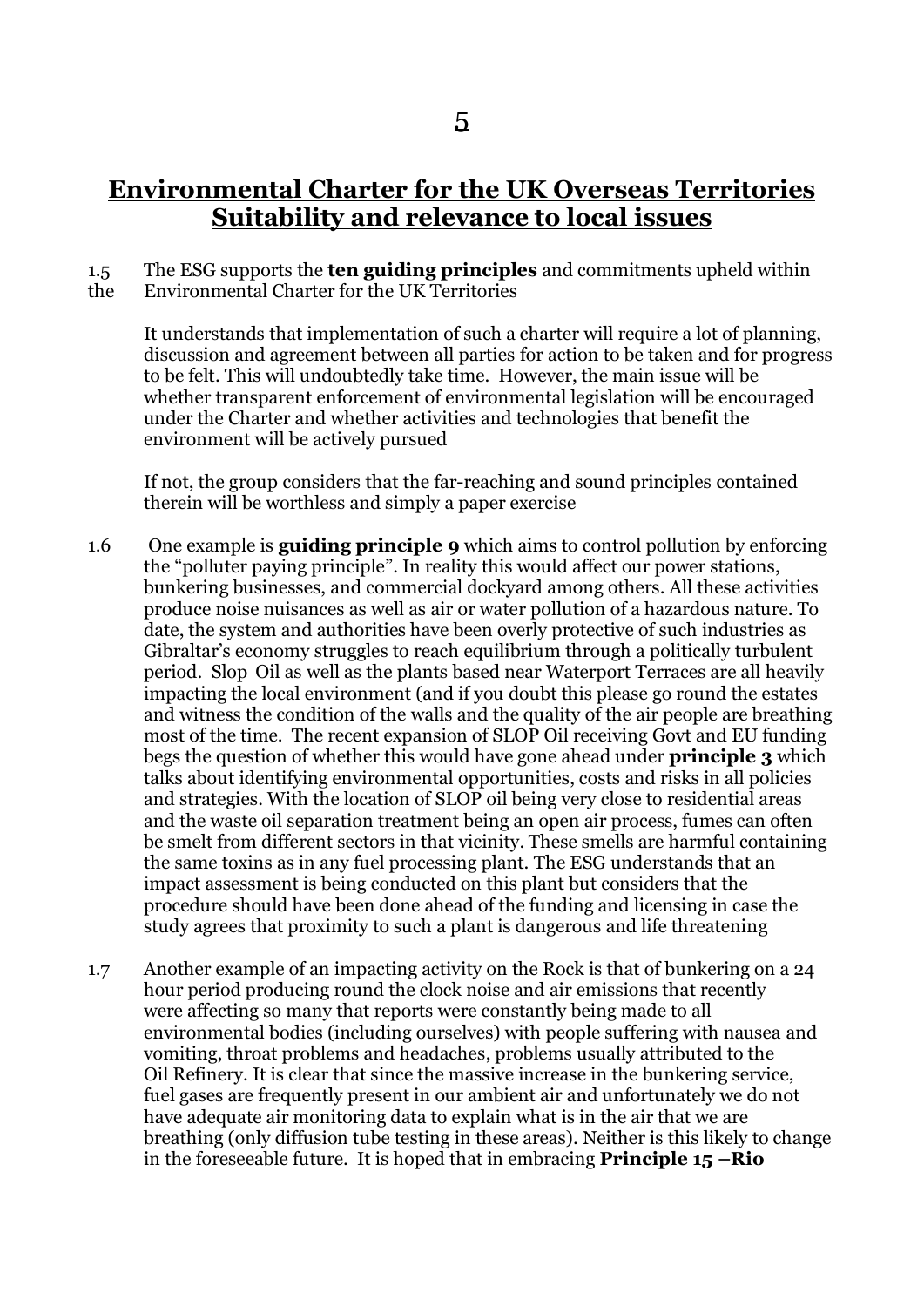## Environmental Charter for the UK Overseas Territories Suitability and relevance to local issues

1.5 The ESG supports the **ten guiding principles** and commitments upheld within the Environmental Charter for the UK Territories

It understands that implementation of such a charter will require a lot of planning, discussion and agreement between all parties for action to be taken and for progress to be felt. This will undoubtedly take time. However, the main issue will be whether transparent enforcement of environmental legislation will be encouraged under the Charter and whether activities and technologies that benefit the environment will be actively pursued

If not, the group considers that the far-reaching and sound principles contained therein will be worthless and simply a paper exercise

1.6 One example is **guiding principle 9** which aims to control pollution by enforcing the "polluter paying principle". In reality this would affect our power stations, bunkering businesses, and commercial dockyard among others. All these activities produce noise nuisances as well as air or water pollution of a hazardous nature. To date, the system and authorities have been overly protective of such industries as Gibraltar's economy struggles to reach equilibrium through a politically turbulent period. Slop Oil as well as the plants based near Waterport Terraces are all heavily impacting the local environment (and if you doubt this please go round the estates and witness the condition of the walls and the quality of the air people are breathing most of the time. The recent expansion of SLOP Oil receiving Govt and EU funding begs the question of whether this would have gone ahead under **principle 3** which talks about identifying environmental opportunities, costs and risks in all policies and strategies. With the location of SLOP oil being very close to residential areas and the waste oil separation treatment being an open air process, fumes can often be smelt from different sectors in that vicinity. These smells are harmful containing the same toxins as in any fuel processing plant. The ESG understands that an impact assessment is being conducted on this plant but considers that the procedure should have been done ahead of the funding and licensing in case the study agrees that proximity to such a plant is dangerous and life threatening

1.7 Another example of an impacting activity on the Rock is that of bunkering on a 24 hour period producing round the clock noise and air emissions that recently were affecting so many that reports were constantly being made to all environmental bodies (including ourselves) with people suffering with nausea and vomiting, throat problems and headaches, problems usually attributed to the Oil Refinery. It is clear that since the massive increase in the bunkering service, fuel gases are frequently present in our ambient air and unfortunately we do not have adequate air monitoring data to explain what is in the air that we are breathing (only diffusion tube testing in these areas). Neither is this likely to change in the foreseeable future. It is hoped that in embracing **Principle 15 –Rio**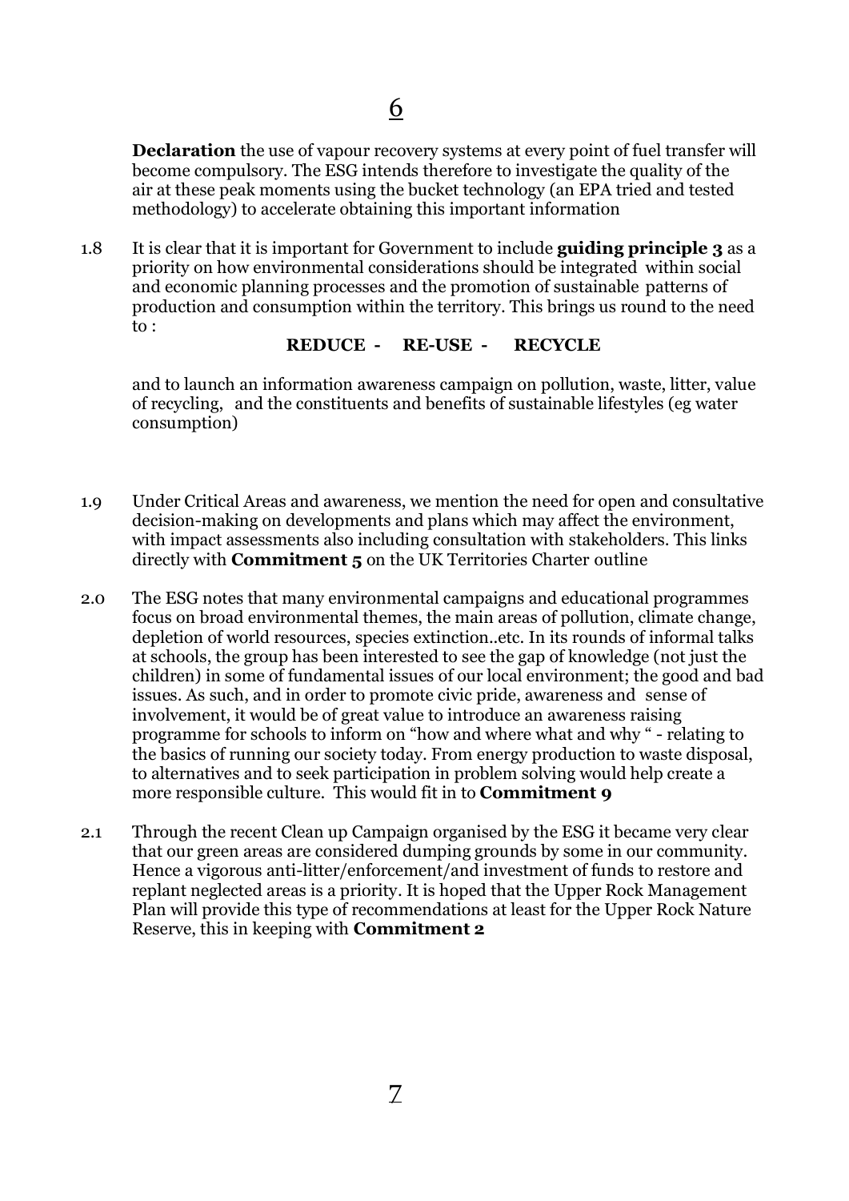**Declaration** the use of vapour recovery systems at every point of fuel transfer will become compulsory. The ESG intends therefore to investigate the quality of the air at these peak moments using the bucket technology (an EPA tried and tested methodology) to accelerate obtaining this important information

1.8 It is clear that it is important for Government to include **guiding principle 3** as a priority on how environmental considerations should be integrated within social and economic planning processes and the promotion of sustainable patterns of production and consumption within the territory. This brings us round to the need to :

**REDUCE - RE-USE - RECYCLE**

and to launch an information awareness campaign on pollution, waste, litter, value of recycling, and the constituents and benefits of sustainable lifestyles (eg water consumption)

1.9 Under Critical Areas and awareness, we mention the need for open and consultative decision-making on developments and plans which may affect the environment, with impact assessments also including consultation with stakeholders. This links directly with **Commitment 5** on the UK Territories Charter outline

2.0 The ESG notes that many environmental campaigns and educational programmes focus on broad environmental themes, the main areas of pollution, climate change, depletion of world resources, species extinction..etc. In its rounds of informal talks at schools, the group has been interested to see the gap of knowledge (not just the children) in some of fundamental issues of our local environment; the good and bad issues. As such, and in order to promote civic pride, awareness and sense of involvement, it would be of great value to introduce an awareness raising programme for schools to inform on "how and where what and why " - relating to the basics of running our society today. From energy production to waste disposal, to alternatives and to seek participation in problem solving would help create a more responsible culture. This would fit in to **Commitment 9**

2.1 Through the recent Clean up Campaign organised by the ESG it became very clear that our green areas are considered dumping grounds by some in our community. Hence a vigorous anti-litter/enforcement/and investment of funds to restore and replant neglected areas is a priority. It is hoped that the Upper Rock Management Plan will provide this type of recommendations at least for the Upper Rock Nature Reserve, this in keeping with **Commitment 2**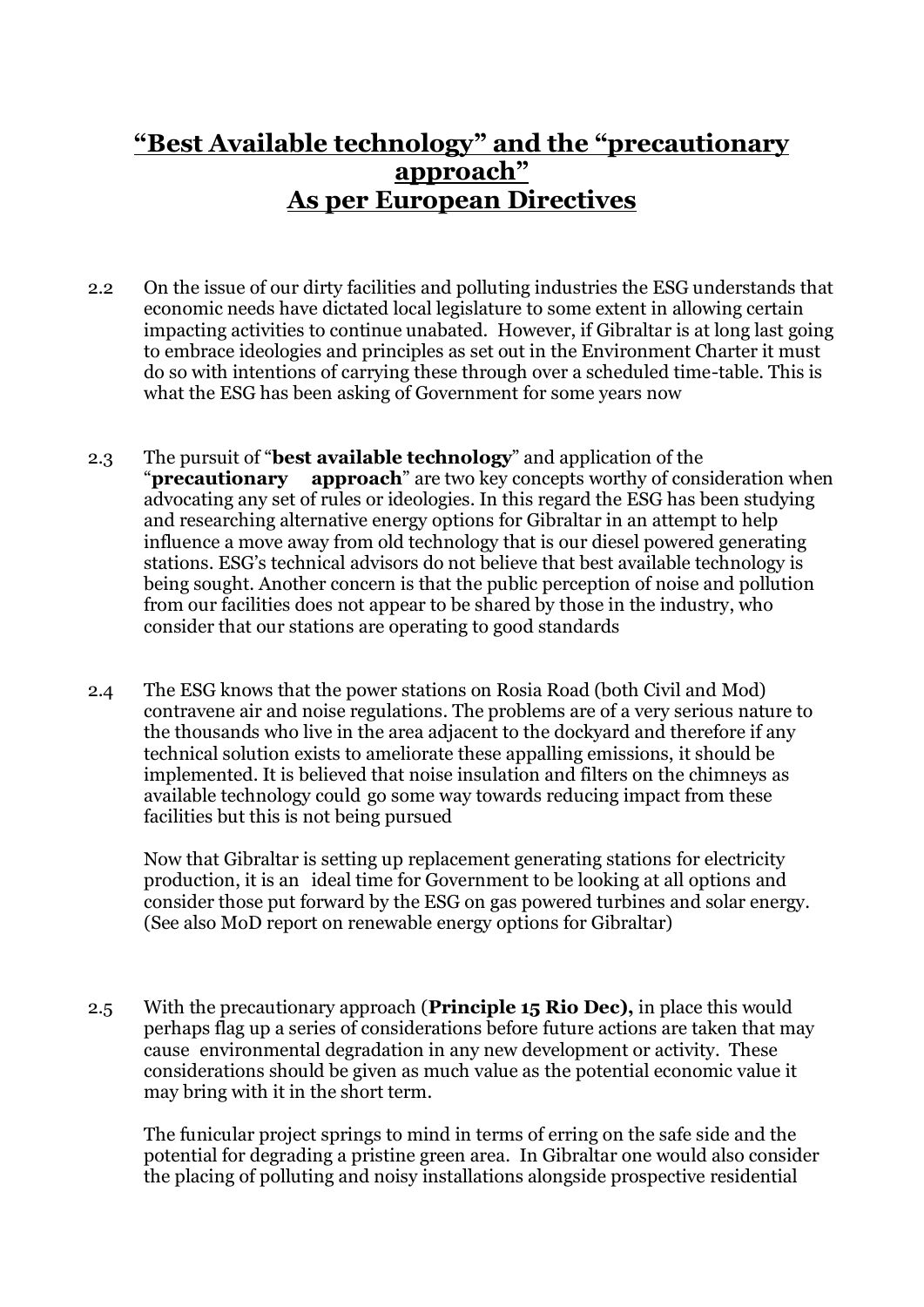# **"Best Available technology" and the "precautionary approach"**
# **As per European Directives**

2.2 On the issue of our dirty facilities and polluting industries the ESG understands that economic needs have dictated local legislature to some extent in allowing certain impacting activities to continue unabated. However, if Gibraltar is at long last going to embrace ideologies and principles as set out in the Environment Charter it must do so with intentions of carrying these through over a scheduled time-table. This is what the ESG has been asking of Government for some years now

2.3 The pursuit of "**best available technology**" and application of the "**precautionary approach**" are two key concepts worthy of consideration when advocating any set of rules or ideologies. In this regard the ESG has been studying and researching alternative energy options for Gibraltar in an attempt to help influence a move away from old technology that is our diesel powered generating stations. ESG's technical advisors do not believe that best available technology is being sought. Another concern is that the public perception of noise and pollution from our facilities does not appear to be shared by those in the industry, who consider that our stations are operating to good standards

2.4 The ESG knows that the power stations on Rosia Road (both Civil and Mod) contravene air and noise regulations. The problems are of a very serious nature to the thousands who live in the area adjacent to the dockyard and therefore if any technical solution exists to ameliorate these appalling emissions, it should be implemented. It is believed that noise insulation and filters on the chimneys as available technology could go some way towards reducing impact from these facilities but this is not being pursued

Now that Gibraltar is setting up replacement generating stations for electricity production, it is an ideal time for Government to be looking at all options and consider those put forward by the ESG on gas powered turbines and solar energy. (See also MoD report on renewable energy options for Gibraltar)

2.5 With the precautionary approach (**Principle 15 Rio Dec),** in place this would perhaps flag up a series of considerations before future actions are taken that may cause environmental degradation in any new development or activity. These considerations should be given as much value as the potential economic value it may bring with it in the short term.

The funicular project springs to mind in terms of erring on the safe side and the potential for degrading a pristine green area. In Gibraltar one would also consider the placing of polluting and noisy installations alongside prospective residential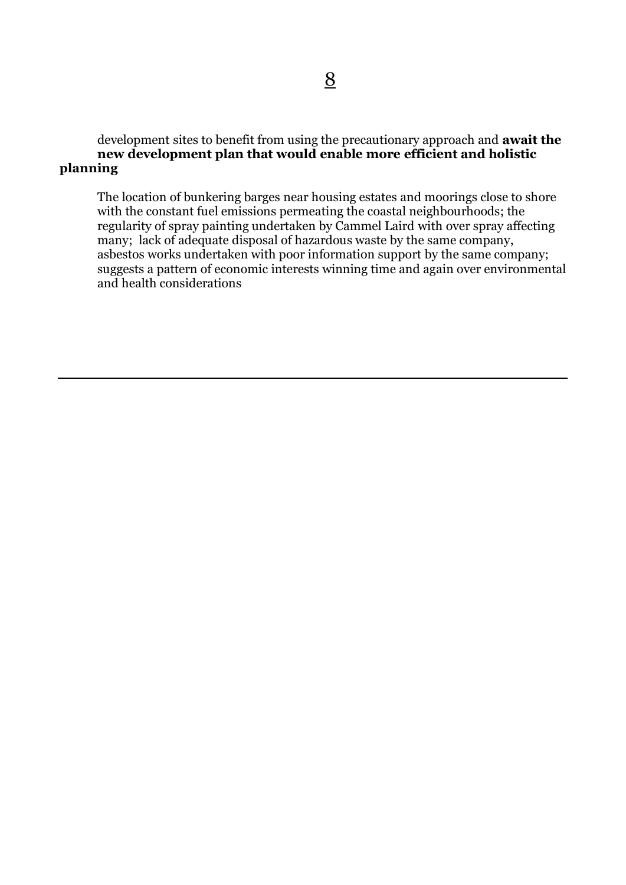development sites to benefit from using the precautionary approach and **await the new development plan that would enable more efficient and holistic planning**

The location of bunkering barges near housing estates and moorings close to shore with the constant fuel emissions permeating the coastal neighbourhoods; the regularity of spray painting undertaken by Cammel Laird with over spray affecting many; lack of adequate disposal of hazardous waste by the same company, asbestos works undertaken with poor information support by the same company; suggests a pattern of economic interests winning time and again over environmental and health considerations

---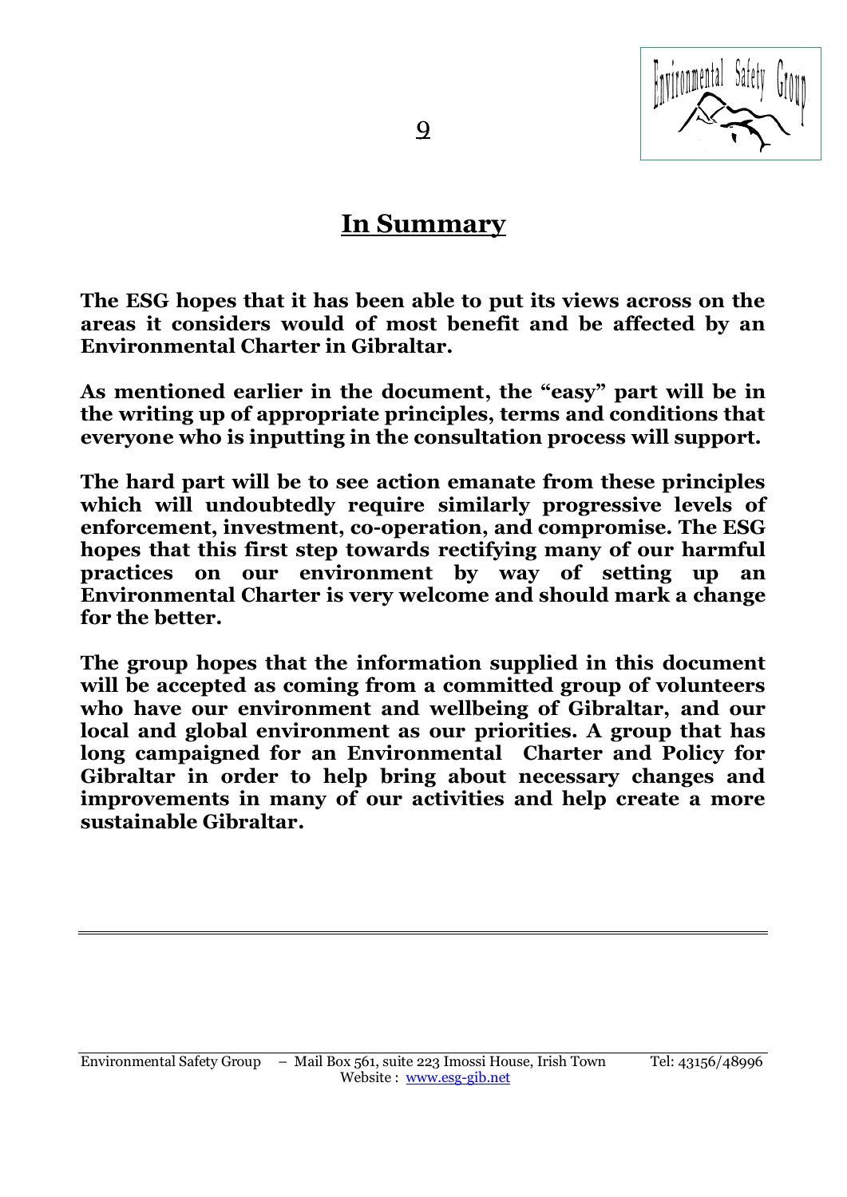## In Summary

**The ESG hopes that it has been able to put its views across on the areas it considers would of most benefit and be affected by an Environmental Charter in Gibraltar.**

**As mentioned earlier in the document, the "easy" part will be in the writing up of appropriate principles, terms and conditions that everyone who is inputting in the consultation process will support.**

**The hard part will be to see action emanate from these principles which will undoubtedly require similarly progressive levels of enforcement, investment, co-operation, and compromise. The ESG hopes that this first step towards rectifying many of our harmful practices on our environment by way of setting up an Environmental Charter is very welcome and should mark a change for the better.**

**The group hopes that the information supplied in this document will be accepted as coming from a committed group of volunteers who have our environment and wellbeing of Gibraltar, and our local and global environment as our priorities. A group that has long campaigned for an Environmental Charter and Policy for Gibraltar in order to help bring about necessary changes and improvements in many of our activities and help create a more sustainable Gibraltar.**